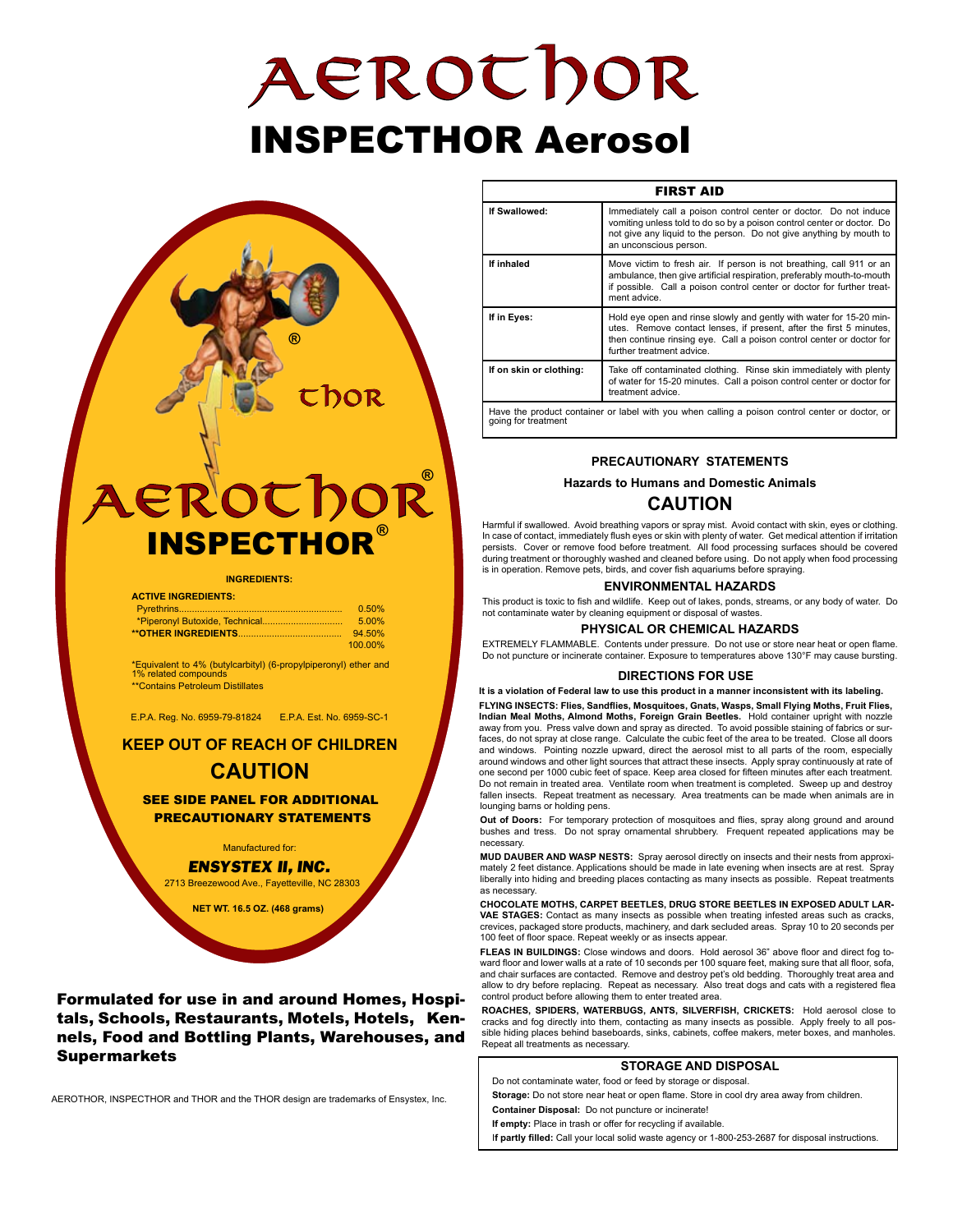# AEROTHOR

# INSPECTHOR Aerosol

THOR®

# AEROTHOR®

# INSPECTHOR®

**INGREDIENTS:**

| **ACTIVE INGREDIENTS:** | |
|---|---|
| Pyrethrins | 0.50% |
| *Piperonyl Butoxide, Technical | 5.00% |
| **\*\*OTHER INGREDIENTS** | 94.50% |
| | 100.00% |

*Equivalent to 4% (butylcarbityl) (6-propylpiperonyl) ether and 1% related compounds

**Contains Petroleum Distillates

E.P.A. Reg. No. 6959-79-81824    E.P.A. Est. No. 6959-SC-1

## KEEP OUT OF REACH OF CHILDREN

## CAUTION

**SEE SIDE PANEL FOR ADDITIONAL PRECAUTIONARY STATEMENTS**

Manufactured for:

***ENSYSTEX II, INC.***

2713 Breezewood Ave., Fayetteville, NC 28303

**NET WT. 16.5 OZ. (468 grams)**

**Formulated for use in and around Homes, Hospitals, Schools, Restaurants, Motels, Hotels, Kennels, Food and Bottling Plants, Warehouses, and Supermarkets**

AEROTHOR, INSPECTHOR and THOR and the THOR design are trademarks of Ensystex, Inc.

| **FIRST AID** | |
|---|---|
| **If Swallowed:** | Immediately call a poison control center or doctor. Do not induce vomiting unless told to do so by a poison control center or doctor. Do not give any liquid to the person. Do not give anything by mouth to an unconscious person. |
| **If inhaled** | Move victim to fresh air. If person is not breathing, call 911 or an ambulance, then give artificial respiration, preferably mouth-to-mouth if possible. Call a poison control center or doctor for further treatment advice. |
| **If in Eyes:** | Hold eye open and rinse slowly and gently with water for 15-20 minutes. Remove contact lenses, if present, after the first 5 minutes, then continue rinsing eye. Call a poison control center or doctor for further treatment advice. |
| **If on skin or clothing:** | Take off contaminated clothing. Rinse skin immediately with plenty of water for 15-20 minutes. Call a poison control center or doctor for treatment advice. |
| Have the product container or label with you when calling a poison control center or doctor, or going for treatment | |

## PRECAUTIONARY STATEMENTS

### Hazards to Humans and Domestic Animals

## CAUTION

Harmful if swallowed. Avoid breathing vapors or spray mist. Avoid contact with skin, eyes or clothing. In case of contact, immediately flush eyes or skin with plenty of water. Get medical attention if irritation persists. Cover or remove food before treatment. All food processing surfaces should be covered during treatment or thoroughly washed and cleaned before using. Do not apply when food processing is in operation. Remove pets, birds, and cover fish aquariums before spraying.

### ENVIRONMENTAL HAZARDS

This product is toxic to fish and wildlife. Keep out of lakes, ponds, streams, or any body of water. Do not contaminate water by cleaning equipment or disposal of wastes.

### PHYSICAL OR CHEMICAL HAZARDS

EXTREMELY FLAMMABLE. Contents under pressure. Do not use or store near heat or open flame. Do not puncture or incinerate container. Exposure to temperatures above 130°F may cause bursting.

### DIRECTIONS FOR USE

**It is a violation of Federal law to use this product in a manner inconsistent with its labeling.**

**FLYING INSECTS: Flies, Sandflies, Mosquitoes, Gnats, Wasps, Small Flying Moths, Fruit Flies, Indian Meal Moths, Almond Moths, Foreign Grain Beetles.** Hold container upright with nozzle away from you. Press valve down and spray as directed. To avoid possible staining of fabrics or surfaces, do not spray at close range. Calculate the cubic feet of the area to be treated. Close all doors and windows. Pointing nozzle upward, direct the aerosol mist to all parts of the room, especially around windows and other light sources that attract these insects. Apply spray continuously at rate of one second per 1000 cubic feet of space. Keep area closed for fifteen minutes after each treatment. Do not remain in treated area. Ventilate room when treatment is completed. Sweep up and destroy fallen insects. Repeat treatment as necessary. Area treatments can be made when animals are in lounging barns or holding pens.

**Out of Doors:** For temporary protection of mosquitoes and flies, spray along ground and around bushes and tress. Do not spray ornamental shrubbery. Frequent repeated applications may be necessary.

**MUD DAUBER AND WASP NESTS:** Spray aerosol directly on insects and their nests from approximately 2 feet distance. Applications should be made in late evening when insects are at rest. Spray liberally into hiding and breeding places contacting as many insects as possible. Repeat treatments as necessary.

**CHOCOLATE MOTHS, CARPET BEETLES, DRUG STORE BEETLES IN EXPOSED ADULT LARVAE STAGES:** Contact as many insects as possible when treating infested areas such as cracks, crevices, packaged store products, machinery, and dark secluded areas. Spray 10 to 20 seconds per 100 feet of floor space. Repeat weekly or as insects appear.

**FLEAS IN BUILDINGS:** Close windows and doors. Hold aerosol 36" above floor and direct fog toward floor and lower walls at a rate of 10 seconds per 100 square feet, making sure that all floor, sofa, and chair surfaces are contacted. Remove and destroy pet's old bedding. Thoroughly treat area and allow to dry before replacing. Repeat as necessary. Also treat dogs and cats with a registered flea control product before allowing them to enter treated area.

**ROACHES, SPIDERS, WATERBUGS, ANTS, SILVERFISH, CRICKETS:** Hold aerosol close to cracks and fog directly into them, contacting as many insects as possible. Apply freely to all possible hiding places behind baseboards, sinks, cabinets, coffee makers, meter boxes, and manholes. Repeat all treatments as necessary.

### STORAGE AND DISPOSAL

Do not contaminate water, food or feed by storage or disposal.

**Storage:** Do not store near heat or open flame. Store in cool dry area away from children.

**Container Disposal:** Do not puncture or incinerate!

**If empty:** Place in trash or offer for recycling if available.

**If partly filled:** Call your local solid waste agency or 1-800-253-2687 for disposal instructions.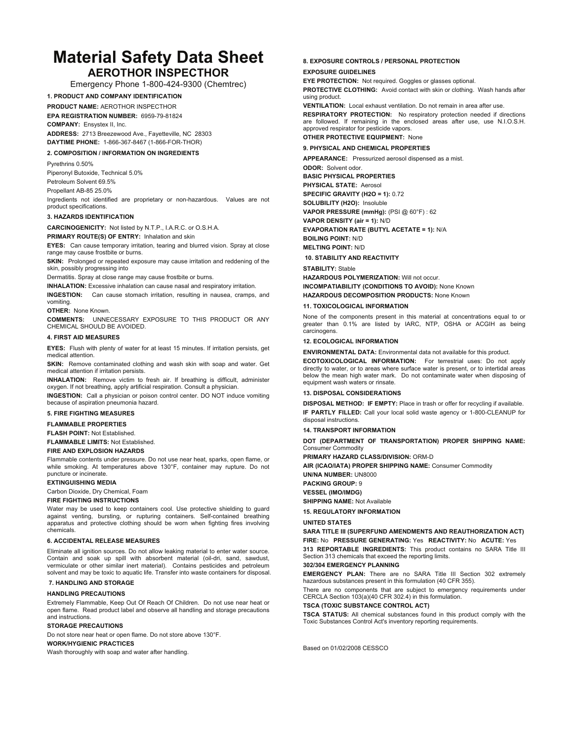# Material Safety Data Sheet

## AEROTHOR INSPECTHOR

Emergency Phone 1-800-424-9300 (Chemtrec)

### 1. PRODUCT AND COMPANY IDENTIFICATION

**PRODUCT NAME:** AEROTHOR INSPECTHOR

**EPA REGISTRATION NUMBER:** 6959-79-81824

**COMPANY:** Ensystex II, Inc.

**ADDRESS:** 2713 Breezewood Ave., Fayetteville, NC 28303

**DAYTIME PHONE:** 1-866-367-8467 (1-866-FOR-THOR)

### 2. COMPOSITION / INFORMATION ON INGREDIENTS

Pyrethrins 0.50%

Piperonyl Butoxide, Technical 5.0%

Petroleum Solvent 69.5%

Propellant AB-85 25.0%

Ingredients not identified are proprietary or non-hazardous. Values are not product specifications.

### 3. HAZARDS IDENTIFICATION

**CARCINOGENICITY:** Not listed by N.T.P., I.A.R.C. or O.S.H.A.

**PRIMARY ROUTE(S) OF ENTRY:** Inhalation and skin

**EYES:** Can cause temporary irritation, tearing and blurred vision. Spray at close range may cause frostbite or burns.

**SKIN:** Prolonged or repeated exposure may cause irritation and reddening of the skin, possibly progressing into

Dermatitis. Spray at close range may cause frostbite or burns.

**INHALATION:** Excessive inhalation can cause nasal and respiratory irritation.

**INGESTION:** Can cause stomach irritation, resulting in nausea, cramps, and vomiting.

**OTHER:** None Known.

**COMMENTS:** UNNECESSARY EXPOSURE TO THIS PRODUCT OR ANY CHEMICAL SHOULD BE AVOIDED.

### 4. FIRST AID MEASURES

**EYES:** Flush with plenty of water for at least 15 minutes. If irritation persists, get medical attention.

**SKIN:** Remove contaminated clothing and wash skin with soap and water. Get medical attention if irritation persists.

**INHALATION:** Remove victim to fresh air. If breathing is difficult, administer oxygen. If not breathing, apply artificial respiration. Consult a physician.

**INGESTION:** Call a physician or poison control center. DO NOT induce vomiting because of aspiration pneumonia hazard.

### 5. FIRE FIGHTING MEASURES

**FLAMMABLE PROPERTIES**

**FLASH POINT:** Not Established.

**FLAMMABLE LIMITS:** Not Established.

**FIRE AND EXPLOSION HAZARDS**

Flammable contents under pressure. Do not use near heat, sparks, open flame, or while smoking. At temperatures above 130°F, container may rupture. Do not puncture or incinerate.

**EXTINGUISHING MEDIA**

Carbon Dioxide, Dry Chemical, Foam

**FIRE FIGHTING INSTRUCTIONS**

Water may be used to keep containers cool. Use protective shielding to guard against venting, bursting, or rupturing containers. Self-contained breathing apparatus and protective clothing should be worn when fighting fires involving chemicals.

### 6. ACCIDENTAL RELEASE MEASURES

Eliminate all ignition sources. Do not allow leaking material to enter water source. Contain and soak up spill with absorbent material (oil-dri, sand, sawdust, vermiculate or other similar inert material). Contains pesticides and petroleum solvent and may be toxic to aquatic life. Transfer into waste containers for disposal.

### 7. HANDLING AND STORAGE

**HANDLING PRECAUTIONS**

Extremely Flammable, Keep Out Of Reach Of Children. Do not use near heat or open flame. Read product label and observe all handling and storage precautions and instructions.

**STORAGE PRECAUTIONS**

Do not store near heat or open flame. Do not store above 130°F.

**WORK/HYGIENIC PRACTICES**

Wash thoroughly with soap and water after handling.

### 8. EXPOSURE CONTROLS / PERSONAL PROTECTION

**EXPOSURE GUIDELINES**

**EYE PROTECTION:** Not required. Goggles or glasses optional.

**PROTECTIVE CLOTHING:** Avoid contact with skin or clothing. Wash hands after using product.

**VENTILATION:** Local exhaust ventilation. Do not remain in area after use.

**RESPIRATORY PROTECTION:** No respiratory protection needed if directions are followed. If remaining in the enclosed areas after use, use N.I.O.S.H. approved respirator for pesticide vapors.

**OTHER PROTECTIVE EQUIPMENT:** None

### 9. PHYSICAL AND CHEMICAL PROPERTIES

**APPEARANCE:** Pressurized aerosol dispensed as a mist.

**ODOR:** Solvent odor.

**BASIC PHYSICAL PROPERTIES**

**PHYSICAL STATE:** Aerosol

**SPECIFIC GRAVITY (H2O = 1):** 0.72

**SOLUBILITY (H2O):** Insoluble

**VAPOR PRESSURE (mmHg):** (PSI @ 60°F) : 62

**VAPOR DENSITY (air = 1):** N/D

**EVAPORATION RATE (BUTYL ACETATE = 1):** N/A

**BOILING POINT:** N/D

**MELTING POINT:** N/D

### 10. STABILITY AND REACTIVITY

**STABILITY:** Stable

**HAZARDOUS POLYMERIZATION:** Will not occur.

**INCOMPATIABILITY (CONDITIONS TO AVOID):** None Known

**HAZARDOUS DECOMPOSITION PRODUCTS:** None Known

### 11. TOXICOLOGICAL INFORMATION

None of the components present in this material at concentrations equal to or greater than 0.1% are listed by IARC, NTP, OSHA or ACGIH as being carcinogens.

### 12. ECOLOGICAL INFORMATION

**ENVIRONMENTAL DATA:** Environmental data not available for this product.

**ECOTOXICOLOGICAL INFORMATION:** For terrestrial uses: Do not apply directly to water, or to areas where surface water is present, or to intertidal areas below the mean high water mark. Do not contaminate water when disposing of equipment wash waters or rinsate.

### 13. DISPOSAL CONSIDERATIONS

**DISPOSAL METHOD: IF EMPTY:** Place in trash or offer for recycling if available.

**IF PARTLY FILLED:** Call your local solid waste agency or 1-800-CLEANUP for disposal instructions.

### 14. TRANSPORT INFORMATION

**DOT (DEPARTMENT OF TRANSPORTATION) PROPER SHIPPING NAME:** Consumer Commodity

**PRIMARY HAZARD CLASS/DIVISION:** ORM-D

**AIR (ICAO/IATA) PROPER SHIPPING NAME:** Consumer Commodity

**UN/NA NUMBER:** UN8000

**PACKING GROUP:** 9

**VESSEL (IMO/IMDG)**

**SHIPPING NAME:** Not Available

### 15. REGULATORY INFORMATION

**UNITED STATES**

**SARA TITLE III (SUPERFUND AMENDMENTS AND REAUTHORIZATION ACT)**

**FIRE:** No **PRESSURE GENERATING:** Yes **REACTIVITY:** No **ACUTE:** Yes

**313 REPORTABLE INGREDIENTS:** This product contains no SARA Title III Section 313 chemicals that exceed the reporting limits.

**302/304 EMERGENCY PLANNING**

**EMERGENCY PLAN:** There are no SARA Title III Section 302 extremely hazardous substances present in this formulation (40 CFR 355).

There are no components that are subject to emergency requirements under CERCLA Section 103(a)(40 CFR 302.4) in this formulation.

**TSCA (TOXIC SUBSTANCE CONTROL ACT)**

**TSCA STATUS:** All chemical substances found in this product comply with the Toxic Substances Control Act's inventory reporting requirements.

Based on 01/02/2008 CESSCO